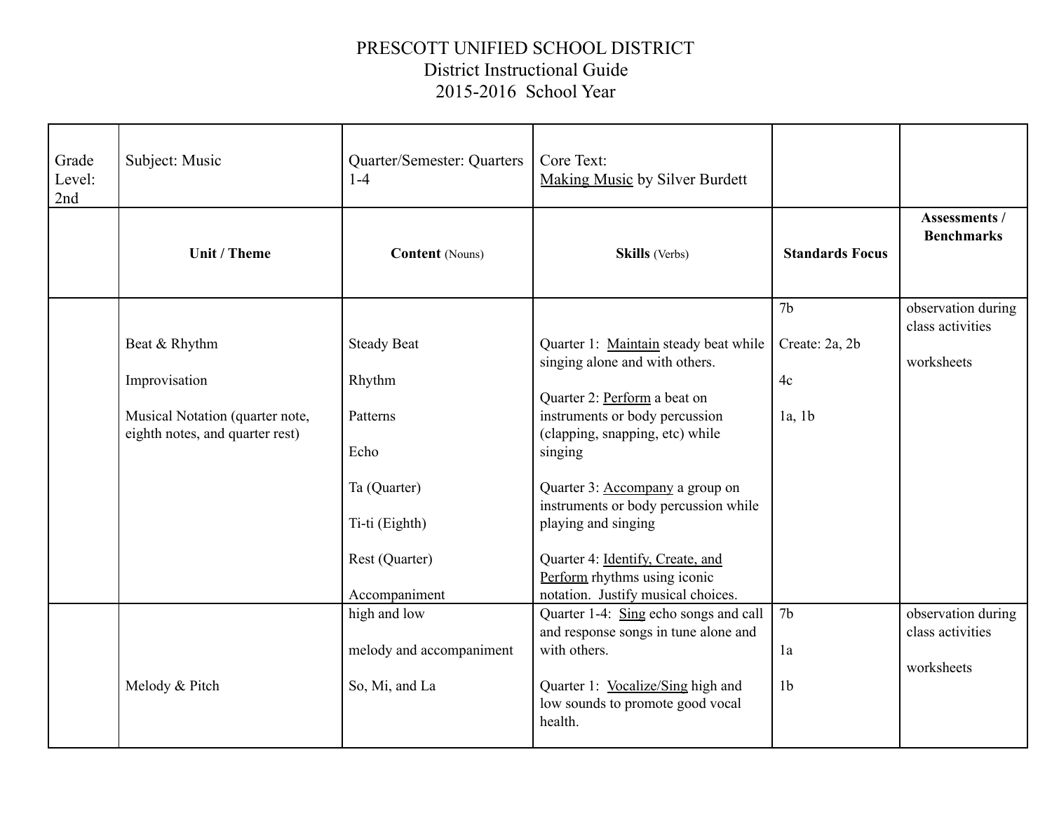PRESCOTT UNIFIED SCHOOL DISTRICT
District Instructional Guide
2015-2016 School Year

| Grade Level: 2nd | Subject: Music | Quarter/Semester: Quarters 1-4 | Core Text: Making Music by Silver Burdett | | |
|---|---|---|---|---|---|
| | **Unit / Theme** | **Content** (Nouns) | **Skills** (Verbs) | **Standards Focus** | **Assessments / Benchmarks** |
| | Beat & Rhythm<br><br>Improvisation<br><br>Musical Notation (quarter note, eighth notes, and quarter rest) | Steady Beat<br><br>Rhythm<br><br>Patterns<br><br>Echo<br><br>Ta (Quarter)<br><br>Ti-ti (Eighth)<br><br>Rest (Quarter)<br><br>Accompaniment | Quarter 1: Maintain steady beat while singing alone and with others.<br><br>Quarter 2: Perform a beat on instruments or body percussion (clapping, snapping, etc) while singing<br><br>Quarter 3: Accompany a group on instruments or body percussion while playing and singing<br><br>Quarter 4: Identify, Create, and Perform rhythms using iconic notation. Justify musical choices. | 7b<br><br>Create: 2a, 2b<br><br>4c<br><br>1a, 1b | observation during class activities<br><br>worksheets |
| | Melody & Pitch | high and low<br><br>melody and accompaniment<br><br>So, Mi, and La | Quarter 1-4: Sing echo songs and call and response songs in tune alone and with others.<br><br>Quarter 1: Vocalize/Sing high and low sounds to promote good vocal health. | 7b<br><br>1a<br><br>1b | observation during class activities<br><br>worksheets |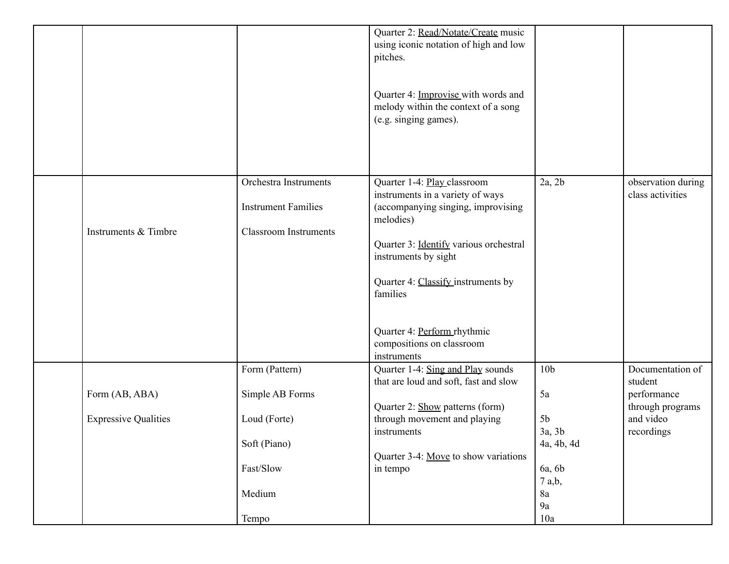| | | | | | |
|---|---|---|---|---|---|
| | | | Quarter 2: Read/Notate/Create music using iconic notation of high and low pitches.<br><br>Quarter 4: Improvise with words and melody within the context of a song (e.g. singing games). | | |
| | Instruments & Timbre | Orchestra Instruments<br><br>Instrument Families<br><br>Classroom Instruments | Quarter 1-4: Play classroom instruments in a variety of ways (accompanying singing, improvising melodies)<br><br>Quarter 3: Identify various orchestral instruments by sight<br><br>Quarter 4: Classify instruments by families<br><br>Quarter 4: Perform rhythmic compositions on classroom instruments | 2a, 2b | observation during class activities |
| | Form (AB, ABA)<br><br>Expressive Qualities | Form (Pattern)<br><br>Simple AB Forms<br><br>Loud (Forte)<br><br>Soft (Piano)<br><br>Fast/Slow<br><br>Medium<br><br>Tempo | Quarter 1-4: Sing and Play sounds that are loud and soft, fast and slow<br><br>Quarter 2: Show patterns (form) through movement and playing instruments<br><br>Quarter 3-4: Move to show variations in tempo | 10b<br><br>5a<br><br>5b<br>3a, 3b<br>4a, 4b, 4d<br><br>6a, 6b<br>7 a,b,<br>8a<br>9a<br>10a | Documentation of student performance through programs and video recordings |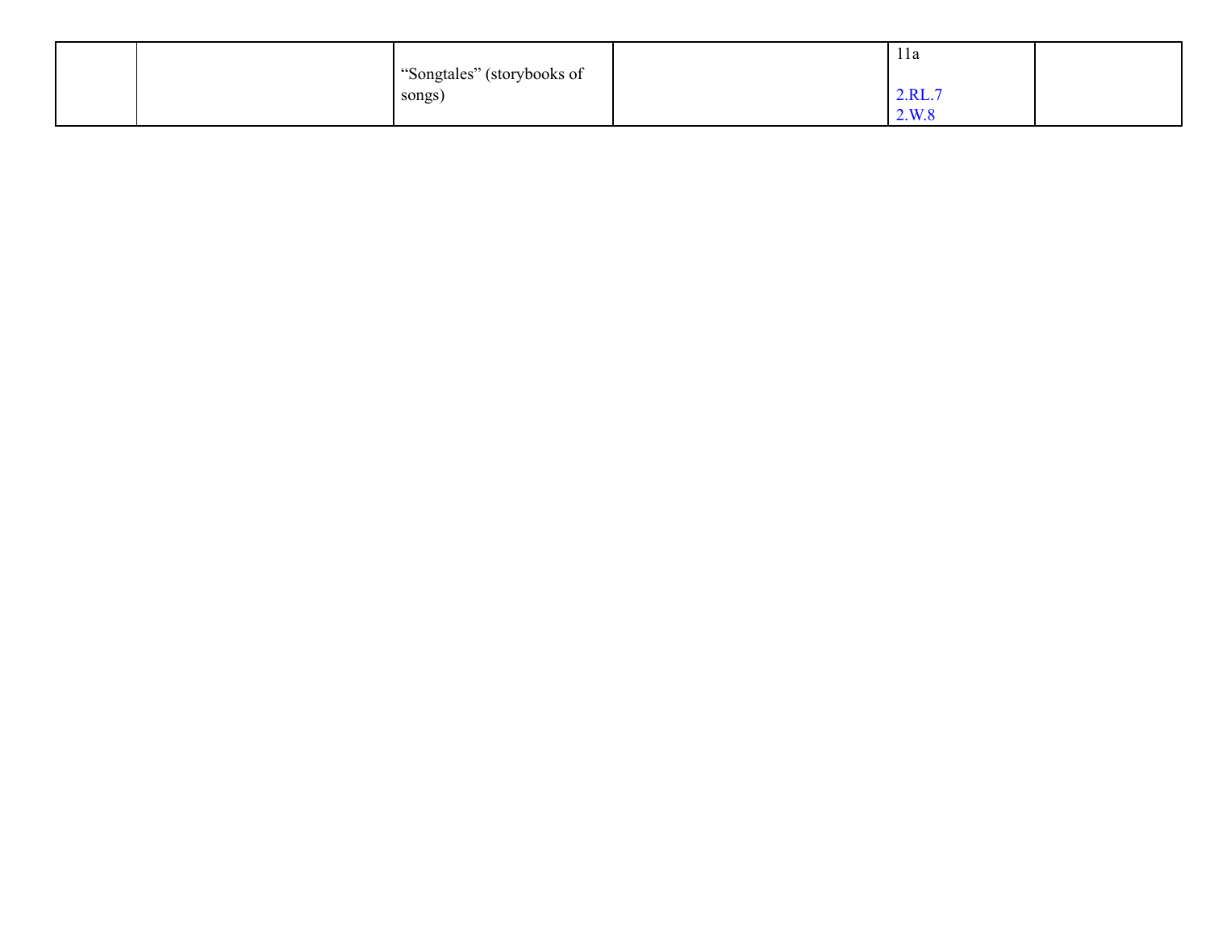| | | | | | |
|---|---|---|---|---|---|
| | | "Songtales" (storybooks of songs) | | 11a<br><br>2.RL.7<br>2.W.8 | |